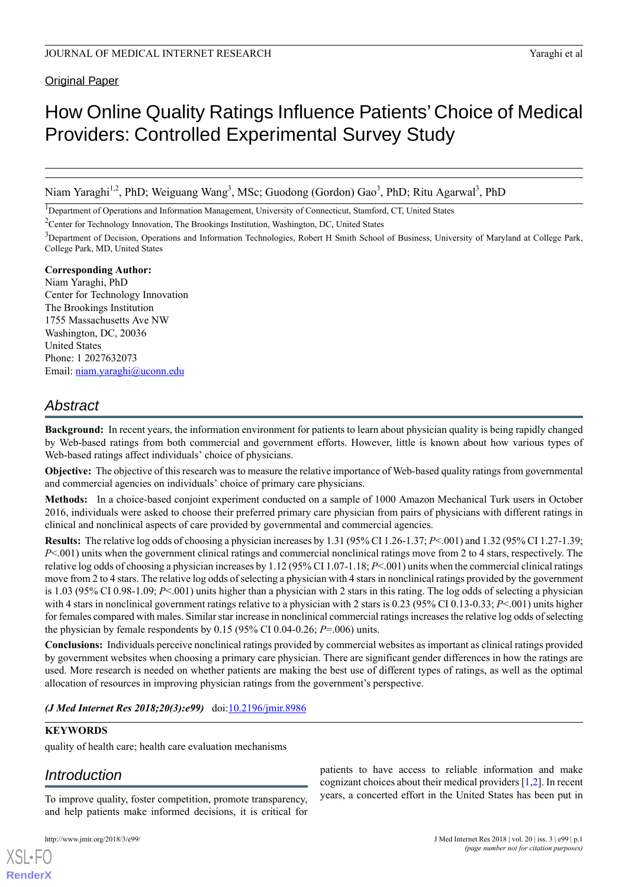Original Paper

# How Online Quality Ratings Influence Patients' Choice of Medical Providers: Controlled Experimental Survey Study

Niam Yaraghi[1,2], PhD; Weiguang Wang[3], MSc; Guodong (Gordon) Gao[3], PhD; Ritu Agarwal[3], PhD

[1]Department of Operations and Information Management, University of Connecticut, Stamford, CT, United States

[2]Center for Technology Innovation, The Brookings Institution, Washington, DC, United States

[3]Department of Decision, Operations and Information Technologies, Robert H Smith School of Business, University of Maryland at College Park, College Park, MD, United States

**Corresponding Author:**
Niam Yaraghi, PhD
Center for Technology Innovation
The Brookings Institution
1755 Massachusetts Ave NW
Washington, DC, 20036
United States
Phone: 1 2027632073
Email: niam.yaraghi@uconn.edu

## Abstract

**Background:** In recent years, the information environment for patients to learn about physician quality is being rapidly changed by Web-based ratings from both commercial and government efforts. However, little is known about how various types of Web-based ratings affect individuals' choice of physicians.

**Objective:** The objective of this research was to measure the relative importance of Web-based quality ratings from governmental and commercial agencies on individuals' choice of primary care physicians.

**Methods:** In a choice-based conjoint experiment conducted on a sample of 1000 Amazon Mechanical Turk users in October 2016, individuals were asked to choose their preferred primary care physician from pairs of physicians with different ratings in clinical and nonclinical aspects of care provided by governmental and commercial agencies.

**Results:** The relative log odds of choosing a physician increases by 1.31 (95% CI 1.26-1.37; $P<.001$) and 1.32 (95% CI 1.27-1.39; $P<.001$) units when the government clinical ratings and commercial nonclinical ratings move from 2 to 4 stars, respectively. The relative log odds of choosing a physician increases by 1.12 (95% CI 1.07-1.18; $P<.001$) units when the commercial clinical ratings move from 2 to 4 stars. The relative log odds of selecting a physician with 4 stars in nonclinical ratings provided by the government is 1.03 (95% CI 0.98-1.09; $P<.001$) units higher than a physician with 2 stars in this rating. The log odds of selecting a physician with 4 stars in nonclinical government ratings relative to a physician with 2 stars is 0.23 (95% CI 0.13-0.33; $P<.001$) units higher for females compared with males. Similar star increase in nonclinical commercial ratings increases the relative log odds of selecting the physician by female respondents by 0.15 (95% CI 0.04-0.26; $P=.006$) units.

**Conclusions:** Individuals perceive nonclinical ratings provided by commercial websites as important as clinical ratings provided by government websites when choosing a primary care physician. There are significant gender differences in how the ratings are used. More research is needed on whether patients are making the best use of different types of ratings, as well as the optimal allocation of resources in improving physician ratings from the government's perspective.

***(J Med Internet Res 2018;20(3):e99)*** doi:10.2196/jmir.8986

**KEYWORDS**

quality of health care; health care evaluation mechanisms

## Introduction

To improve quality, foster competition, promote transparency, and help patients make informed decisions, it is critical for patients to have access to reliable information and make cognizant choices about their medical providers [1,2]. In recent years, a concerted effort in the United States has been put in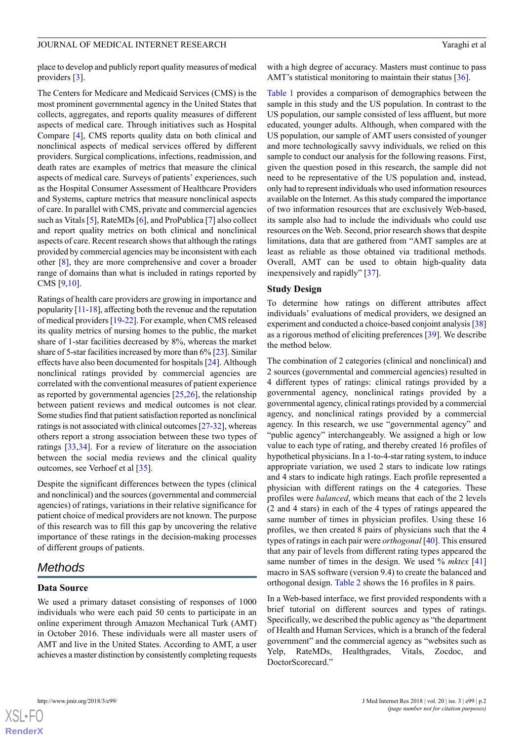place to develop and publicly report quality measures of medical providers [3].

The Centers for Medicare and Medicaid Services (CMS) is the most prominent governmental agency in the United States that collects, aggregates, and reports quality measures of different aspects of medical care. Through initiatives such as Hospital Compare [4], CMS reports quality data on both clinical and nonclinical aspects of medical services offered by different providers. Surgical complications, infections, readmission, and death rates are examples of metrics that measure the clinical aspects of medical care. Surveys of patients' experiences, such as the Hospital Consumer Assessment of Healthcare Providers and Systems, capture metrics that measure nonclinical aspects of care. In parallel with CMS, private and commercial agencies such as Vitals [5], RateMDs [6], and ProPublica [7] also collect and report quality metrics on both clinical and nonclinical aspects of care. Recent research shows that although the ratings provided by commercial agencies may be inconsistent with each other [8], they are more comprehensive and cover a broader range of domains than what is included in ratings reported by CMS [9,10].

Ratings of health care providers are growing in importance and popularity [11-18], affecting both the revenue and the reputation of medical providers [19-22]. For example, when CMS released its quality metrics of nursing homes to the public, the market share of 1-star facilities decreased by 8%, whereas the market share of 5-star facilities increased by more than 6% [23]. Similar effects have also been documented for hospitals [24]. Although nonclinical ratings provided by commercial agencies are correlated with the conventional measures of patient experience as reported by governmental agencies [25,26], the relationship between patient reviews and medical outcomes is not clear. Some studies find that patient satisfaction reported as nonclinical ratings is not associated with clinical outcomes [27-32], whereas others report a strong association between these two types of ratings [33,34]. For a review of literature on the association between the social media reviews and the clinical quality outcomes, see Verhoef et al [35].

Despite the significant differences between the types (clinical and nonclinical) and the sources (governmental and commercial agencies) of ratings, variations in their relative significance for patient choice of medical providers are not known. The purpose of this research was to fill this gap by uncovering the relative importance of these ratings in the decision-making processes of different groups of patients.

## Methods

### Data Source

We used a primary dataset consisting of responses of 1000 individuals who were each paid 50 cents to participate in an online experiment through Amazon Mechanical Turk (AMT) in October 2016. These individuals were all master users of AMT and live in the United States. According to AMT, a user achieves a master distinction by consistently completing requests with a high degree of accuracy. Masters must continue to pass AMT's statistical monitoring to maintain their status [36].

Table 1 provides a comparison of demographics between the sample in this study and the US population. In contrast to the US population, our sample consisted of less affluent, but more educated, younger adults. Although, when compared with the US population, our sample of AMT users consisted of younger and more technologically savvy individuals, we relied on this sample to conduct our analysis for the following reasons. First, given the question posed in this research, the sample did not need to be representative of the US population and, instead, only had to represent individuals who used information resources available on the Internet. As this study compared the importance of two information resources that are exclusively Web-based, its sample also had to include the individuals who could use resources on the Web. Second, prior research shows that despite limitations, data that are gathered from "AMT samples are at least as reliable as those obtained via traditional methods. Overall, AMT can be used to obtain high-quality data inexpensively and rapidly" [37].

### Study Design

To determine how ratings on different attributes affect individuals' evaluations of medical providers, we designed an experiment and conducted a choice-based conjoint analysis [38] as a rigorous method of eliciting preferences [39]. We describe the method below.

The combination of 2 categories (clinical and nonclinical) and 2 sources (governmental and commercial agencies) resulted in 4 different types of ratings: clinical ratings provided by a governmental agency, nonclinical ratings provided by a governmental agency, clinical ratings provided by a commercial agency, and nonclinical ratings provided by a commercial agency. In this research, we use "governmental agency" and "public agency" interchangeably. We assigned a high or low value to each type of rating, and thereby created 16 profiles of hypothetical physicians. In a 1-to-4-star rating system, to induce appropriate variation, we used 2 stars to indicate low ratings and 4 stars to indicate high ratings. Each profile represented a physician with different ratings on the 4 categories. These profiles were *balanced*, which means that each of the 2 levels (2 and 4 stars) in each of the 4 types of ratings appeared the same number of times in physician profiles. Using these 16 profiles, we then created 8 pairs of physicians such that the 4 types of ratings in each pair were *orthogonal* [40]. This ensured that any pair of levels from different rating types appeared the same number of times in the design. We used % *mktex* [41] macro in SAS software (version 9.4) to create the balanced and orthogonal design. Table 2 shows the 16 profiles in 8 pairs.

In a Web-based interface, we first provided respondents with a brief tutorial on different sources and types of ratings. Specifically, we described the public agency as "the department of Health and Human Services, which is a branch of the federal government" and the commercial agency as "websites such as Yelp, RateMDs, Healthgrades, Vitals, Zocdoc, and DoctorScorecard."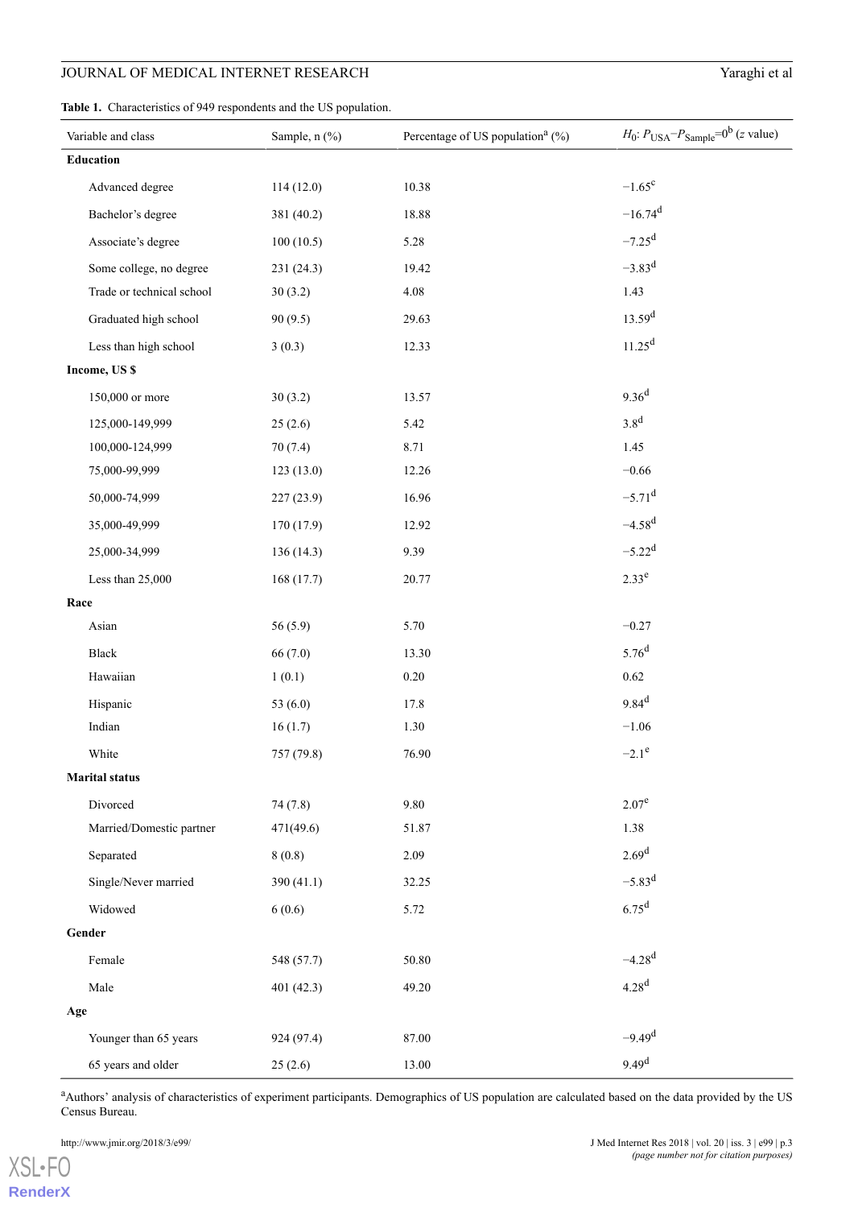**Table 1.** Characteristics of 949 respondents and the US population.

| Variable and class | Sample, n (%) | Percentage of US population[a] (%) | $H_0$: $P_{USA}-P_{Sample}=0$[b] (*z* value) |
|---|---|---|---|
| **Education** | | | |
| Advanced degree | 114 (12.0) | 10.38 | −1.65[c] |
| Bachelor's degree | 381 (40.2) | 18.88 | −16.74[d] |
| Associate's degree | 100 (10.5) | 5.28 | −7.25[d] |
| Some college, no degree | 231 (24.3) | 19.42 | −3.83[d] |
| Trade or technical school | 30 (3.2) | 4.08 | 1.43 |
| Graduated high school | 90 (9.5) | 29.63 | 13.59[d] |
| Less than high school | 3 (0.3) | 12.33 | 11.25[d] |
| **Income, US $** | | | |
| 150,000 or more | 30 (3.2) | 13.57 | 9.36[d] |
| 125,000-149,999 | 25 (2.6) | 5.42 | 3.8[d] |
| 100,000-124,999 | 70 (7.4) | 8.71 | 1.45 |
| 75,000-99,999 | 123 (13.0) | 12.26 | −0.66 |
| 50,000-74,999 | 227 (23.9) | 16.96 | −5.71[d] |
| 35,000-49,999 | 170 (17.9) | 12.92 | −4.58[d] |
| 25,000-34,999 | 136 (14.3) | 9.39 | −5.22[d] |
| Less than 25,000 | 168 (17.7) | 20.77 | 2.33[e] |
| **Race** | | | |
| Asian | 56 (5.9) | 5.70 | −0.27 |
| Black | 66 (7.0) | 13.30 | 5.76[d] |
| Hawaiian | 1 (0.1) | 0.20 | 0.62 |
| Hispanic | 53 (6.0) | 17.8 | 9.84[d] |
| Indian | 16 (1.7) | 1.30 | −1.06 |
| White | 757 (79.8) | 76.90 | −2.1[e] |
| **Marital status** | | | |
| Divorced | 74 (7.8) | 9.80 | 2.07[e] |
| Married/Domestic partner | 471(49.6) | 51.87 | 1.38 |
| Separated | 8 (0.8) | 2.09 | 2.69[d] |
| Single/Never married | 390 (41.1) | 32.25 | −5.83[d] |
| Widowed | 6 (0.6) | 5.72 | 6.75[d] |
| **Gender** | | | |
| Female | 548 (57.7) | 50.80 | −4.28[d] |
| Male | 401 (42.3) | 49.20 | 4.28[d] |
| **Age** | | | |
| Younger than 65 years | 924 (97.4) | 87.00 | −9.49[d] |
| 65 years and older | 25 (2.6) | 13.00 | 9.49[d] |

[a]Authors' analysis of characteristics of experiment participants. Demographics of US population are calculated based on the data provided by the US Census Bureau.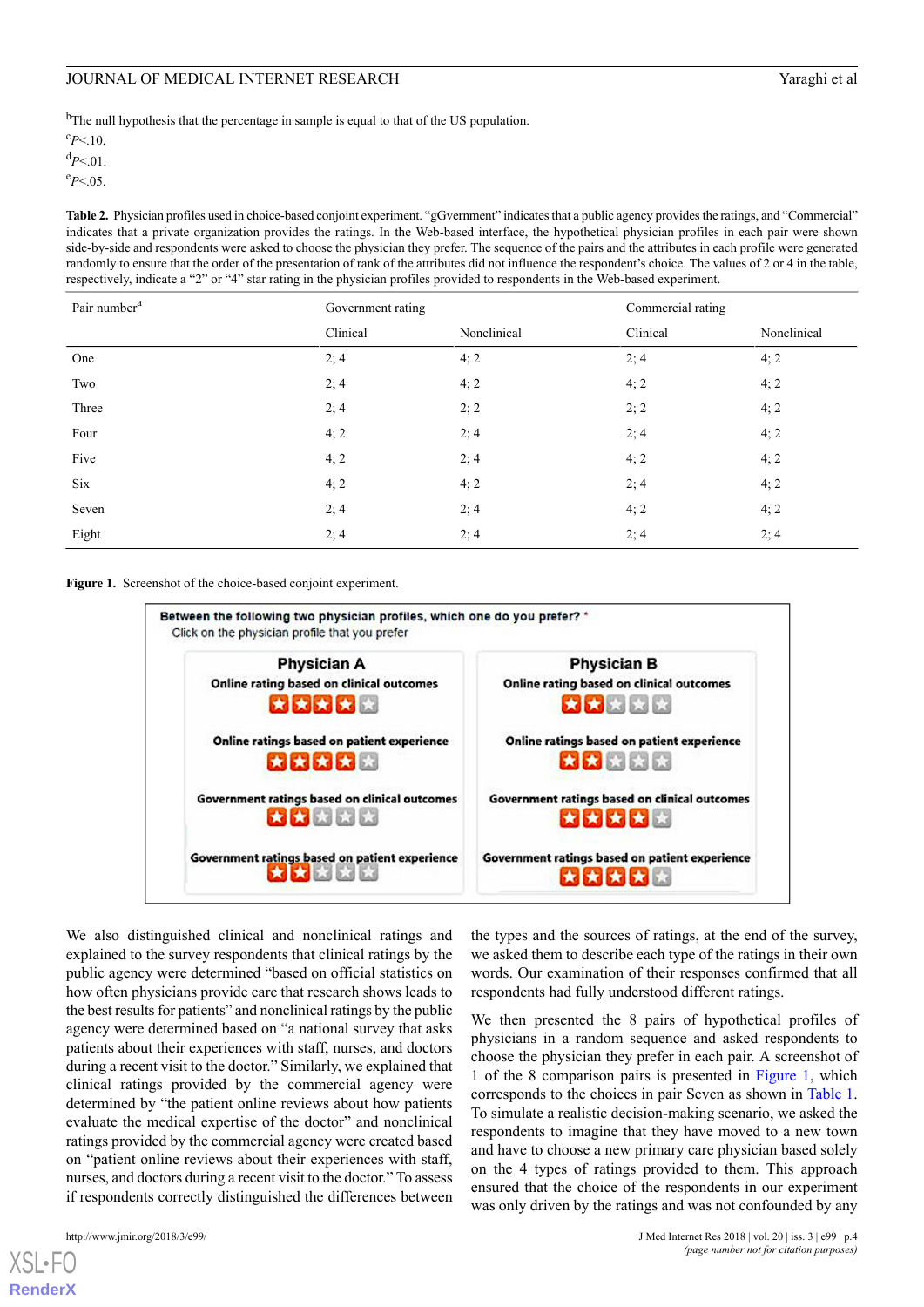[b]The null hypothesis that the percentage in sample is equal to that of the US population.

[c]$P$<.10.

[d]$P$<.01.

[e]$P$<.05.

**Table 2.** Physician profiles used in choice-based conjoint experiment. "gGvernment" indicates that a public agency provides the ratings, and "Commercial" indicates that a private organization provides the ratings. In the Web-based interface, the hypothetical physician profiles in each pair were shown side-by-side and respondents were asked to choose the physician they prefer. The sequence of the pairs and the attributes in each profile were generated randomly to ensure that the order of the presentation of rank of the attributes did not influence the respondent's choice. The values of 2 or 4 in the table, respectively, indicate a "2" or "4" star rating in the physician profiles provided to respondents in the Web-based experiment.

| Pair number[a] | Government rating | | Commercial rating | |
|---|---|---|---|---|
| | Clinical | Nonclinical | Clinical | Nonclinical |
| One | 2; 4 | 4; 2 | 2; 4 | 4; 2 |
| Two | 2; 4 | 4; 2 | 4; 2 | 4; 2 |
| Three | 2; 4 | 2; 2 | 2; 2 | 4; 2 |
| Four | 4; 2 | 2; 4 | 2; 4 | 4; 2 |
| Five | 4; 2 | 2; 4 | 4; 2 | 4; 2 |
| Six | 4; 2 | 4; 2 | 2; 4 | 4; 2 |
| Seven | 2; 4 | 2; 4 | 4; 2 | 4; 2 |
| Eight | 2; 4 | 2; 4 | 2; 4 | 2; 4 |

**Figure 1.** Screenshot of the choice-based conjoint experiment.

We also distinguished clinical and nonclinical ratings and explained to the survey respondents that clinical ratings by the public agency were determined "based on official statistics on how often physicians provide care that research shows leads to the best results for patients" and nonclinical ratings by the public agency were determined based on "a national survey that asks patients about their experiences with staff, nurses, and doctors during a recent visit to the doctor." Similarly, we explained that clinical ratings provided by the commercial agency were determined by "the patient online reviews about how patients evaluate the medical expertise of the doctor" and nonclinical ratings provided by the commercial agency were created based on "patient online reviews about their experiences with staff, nurses, and doctors during a recent visit to the doctor." To assess if respondents correctly distinguished the differences between the types and the sources of ratings, at the end of the survey, we asked them to describe each type of the ratings in their own words. Our examination of their responses confirmed that all respondents had fully understood different ratings.

We then presented the 8 pairs of hypothetical profiles of physicians in a random sequence and asked respondents to choose the physician they prefer in each pair. A screenshot of 1 of the 8 comparison pairs is presented in Figure 1, which corresponds to the choices in pair Seven as shown in Table 1. To simulate a realistic decision-making scenario, we asked the respondents to imagine that they have moved to a new town and have to choose a new primary care physician based solely on the 4 types of ratings provided to them. This approach ensured that the choice of the respondents in our experiment was only driven by the ratings and was not confounded by any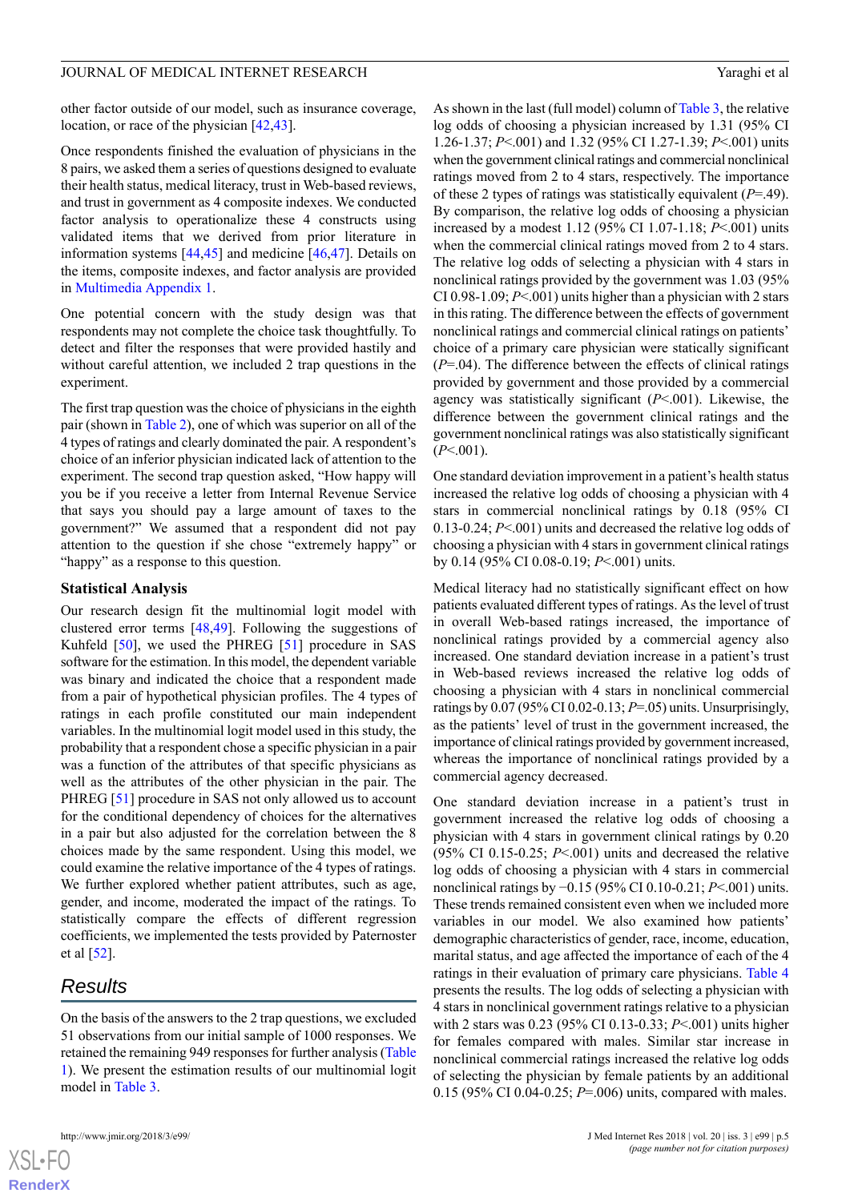other factor outside of our model, such as insurance coverage, location, or race of the physician [42,43].

Once respondents finished the evaluation of physicians in the 8 pairs, we asked them a series of questions designed to evaluate their health status, medical literacy, trust in Web-based reviews, and trust in government as 4 composite indexes. We conducted factor analysis to operationalize these 4 constructs using validated items that we derived from prior literature in information systems [44,45] and medicine [46,47]. Details on the items, composite indexes, and factor analysis are provided in Multimedia Appendix 1.

One potential concern with the study design was that respondents may not complete the choice task thoughtfully. To detect and filter the responses that were provided hastily and without careful attention, we included 2 trap questions in the experiment.

The first trap question was the choice of physicians in the eighth pair (shown in Table 2), one of which was superior on all of the 4 types of ratings and clearly dominated the pair. A respondent's choice of an inferior physician indicated lack of attention to the experiment. The second trap question asked, "How happy will you be if you receive a letter from Internal Revenue Service that says you should pay a large amount of taxes to the government?" We assumed that a respondent did not pay attention to the question if she chose "extremely happy" or "happy" as a response to this question.

### Statistical Analysis

Our research design fit the multinomial logit model with clustered error terms [48,49]. Following the suggestions of Kuhfeld [50], we used the PHREG [51] procedure in SAS software for the estimation. In this model, the dependent variable was binary and indicated the choice that a respondent made from a pair of hypothetical physician profiles. The 4 types of ratings in each profile constituted our main independent variables. In the multinomial logit model used in this study, the probability that a respondent chose a specific physician in a pair was a function of the attributes of that specific physicians as well as the attributes of the other physician in the pair. The PHREG [51] procedure in SAS not only allowed us to account for the conditional dependency of choices for the alternatives in a pair but also adjusted for the correlation between the 8 choices made by the same respondent. Using this model, we could examine the relative importance of the 4 types of ratings. We further explored whether patient attributes, such as age, gender, and income, moderated the impact of the ratings. To statistically compare the effects of different regression coefficients, we implemented the tests provided by Paternoster et al [52].

## Results

On the basis of the answers to the 2 trap questions, we excluded 51 observations from our initial sample of 1000 responses. We retained the remaining 949 responses for further analysis (Table 1). We present the estimation results of our multinomial logit model in Table 3.

As shown in the last (full model) column of Table 3, the relative log odds of choosing a physician increased by 1.31 (95% CI 1.26-1.37; *P*<.001) and 1.32 (95% CI 1.27-1.39; *P*<.001) units when the government clinical ratings and commercial nonclinical ratings moved from 2 to 4 stars, respectively. The importance of these 2 types of ratings was statistically equivalent (*P*=.49). By comparison, the relative log odds of choosing a physician increased by a modest 1.12 (95% CI 1.07-1.18; *P*<.001) units when the commercial clinical ratings moved from 2 to 4 stars. The relative log odds of selecting a physician with 4 stars in nonclinical ratings provided by the government was 1.03 (95% CI 0.98-1.09; *P*<.001) units higher than a physician with 2 stars in this rating. The difference between the effects of government nonclinical ratings and commercial clinical ratings on patients' choice of a primary care physician were statically significant (*P*=.04). The difference between the effects of clinical ratings provided by government and those provided by a commercial agency was statistically significant (*P*<.001). Likewise, the difference between the government clinical ratings and the government nonclinical ratings was also statistically significant (*P*<.001).

One standard deviation improvement in a patient's health status increased the relative log odds of choosing a physician with 4 stars in commercial nonclinical ratings by 0.18 (95% CI 0.13-0.24; *P*<.001) units and decreased the relative log odds of choosing a physician with 4 stars in government clinical ratings by 0.14 (95% CI 0.08-0.19; *P*<.001) units.

Medical literacy had no statistically significant effect on how patients evaluated different types of ratings. As the level of trust in overall Web-based ratings increased, the importance of nonclinical ratings provided by a commercial agency also increased. One standard deviation increase in a patient's trust in Web-based reviews increased the relative log odds of choosing a physician with 4 stars in nonclinical commercial ratings by 0.07 (95% CI 0.02-0.13; *P*=.05) units. Unsurprisingly, as the patients' level of trust in the government increased, the importance of clinical ratings provided by government increased, whereas the importance of nonclinical ratings provided by a commercial agency decreased.

One standard deviation increase in a patient's trust in government increased the relative log odds of choosing a physician with 4 stars in government clinical ratings by 0.20 (95% CI 0.15-0.25; *P*<.001) units and decreased the relative log odds of choosing a physician with 4 stars in commercial nonclinical ratings by −0.15 (95% CI 0.10-0.21; *P*<.001) units. These trends remained consistent even when we included more variables in our model. We also examined how patients' demographic characteristics of gender, race, income, education, marital status, and age affected the importance of each of the 4 ratings in their evaluation of primary care physicians. Table 4 presents the results. The log odds of selecting a physician with 4 stars in nonclinical government ratings relative to a physician with 2 stars was 0.23 (95% CI 0.13-0.33; *P*<.001) units higher for females compared with males. Similar star increase in nonclinical commercial ratings increased the relative log odds of selecting the physician by female patients by an additional 0.15 (95% CI 0.04-0.25; *P*=.006) units, compared with males.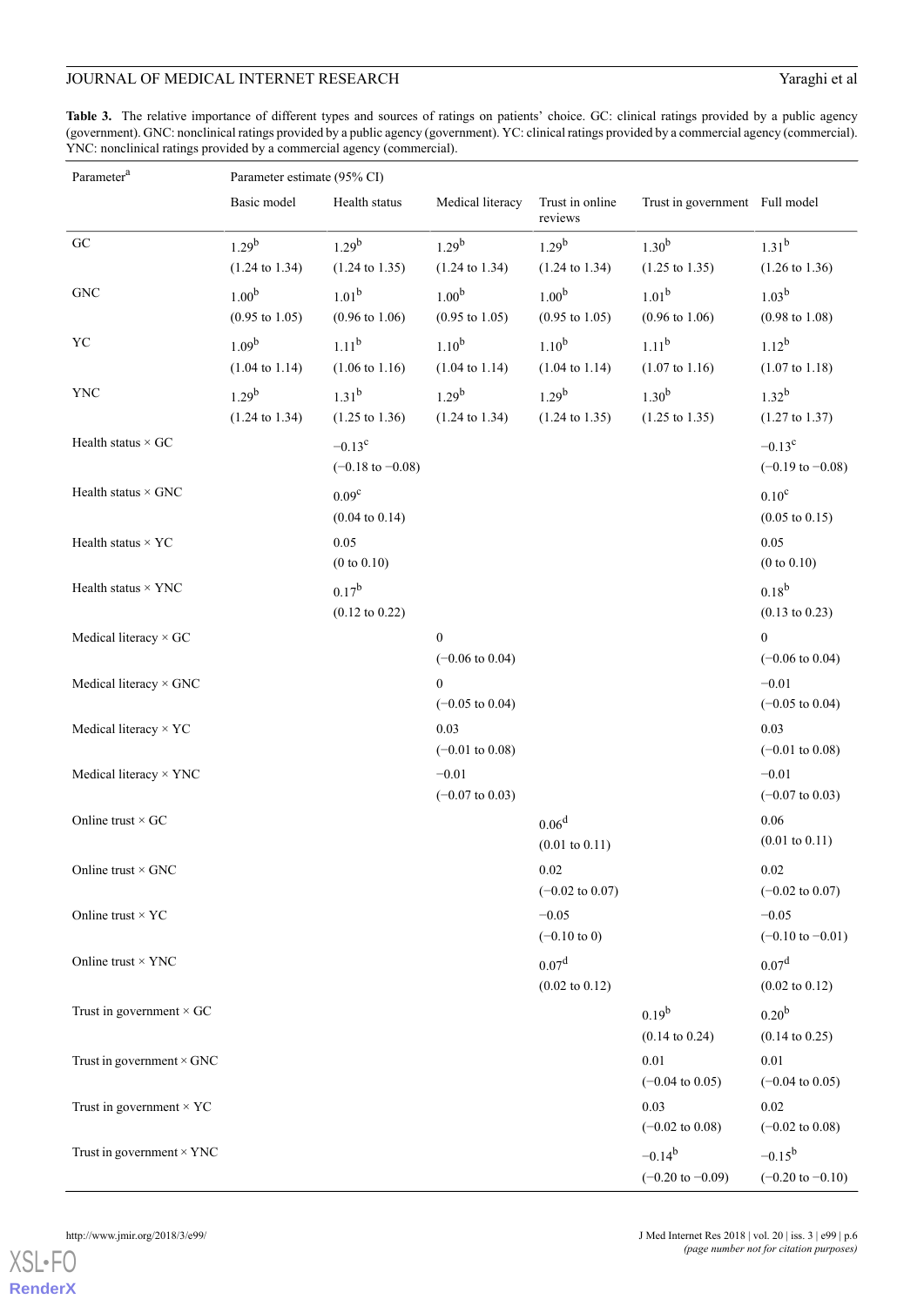**Table 3.** The relative importance of different types and sources of ratings on patients' choice. GC: clinical ratings provided by a public agency (government). GNC: nonclinical ratings provided by a public agency (government). YC: clinical ratings provided by a commercial agency (commercial). YNC: nonclinical ratings provided by a commercial agency (commercial).

| Parameter[a] | Parameter estimate (95% CI) | | | | | |
|---|---|---|---|---|---|---|
| | Basic model | Health status | Medical literacy | Trust in online reviews | Trust in government | Full model |
| GC | 1.29[b] (1.24 to 1.34) | 1.29[b] (1.24 to 1.35) | 1.29[b] (1.24 to 1.34) | 1.29[b] (1.24 to 1.34) | 1.30[b] (1.25 to 1.35) | 1.31[b] (1.26 to 1.36) |
| GNC | 1.00[b] (0.95 to 1.05) | 1.01[b] (0.96 to 1.06) | 1.00[b] (0.95 to 1.05) | 1.00[b] (0.95 to 1.05) | 1.01[b] (0.96 to 1.06) | 1.03[b] (0.98 to 1.08) |
| YC | 1.09[b] (1.04 to 1.14) | 1.11[b] (1.06 to 1.16) | 1.10[b] (1.04 to 1.14) | 1.10[b] (1.04 to 1.14) | 1.11[b] (1.07 to 1.16) | 1.12[b] (1.07 to 1.18) |
| YNC | 1.29[b] (1.24 to 1.34) | 1.31[b] (1.25 to 1.36) | 1.29[b] (1.24 to 1.34) | 1.29[b] (1.24 to 1.35) | 1.30[b] (1.25 to 1.35) | 1.32[b] (1.27 to 1.37) |
| Health status × GC | | −0.13[c] (−0.18 to −0.08) | | | | −0.13[c] (−0.19 to −0.08) |
| Health status × GNC | | 0.09[c] (0.04 to 0.14) | | | | 0.10[c] (0.05 to 0.15) |
| Health status × YC | | 0.05 (0 to 0.10) | | | | 0.05 (0 to 0.10) |
| Health status × YNC | | 0.17[b] (0.12 to 0.22) | | | | 0.18[b] (0.13 to 0.23) |
| Medical literacy × GC | | | 0 (−0.06 to 0.04) | | | 0 (−0.06 to 0.04) |
| Medical literacy × GNC | | | 0 (−0.05 to 0.04) | | | −0.01 (−0.05 to 0.04) |
| Medical literacy × YC | | | 0.03 (−0.01 to 0.08) | | | 0.03 (−0.01 to 0.08) |
| Medical literacy × YNC | | | −0.01 (−0.07 to 0.03) | | | −0.01 (−0.07 to 0.03) |
| Online trust × GC | | | | 0.06[d] (0.01 to 0.11) | | 0.06 (0.01 to 0.11) |
| Online trust × GNC | | | | 0.02 (−0.02 to 0.07) | | 0.02 (−0.02 to 0.07) |
| Online trust × YC | | | | −0.05 (−0.10 to 0) | | −0.05 (−0.10 to −0.01) |
| Online trust × YNC | | | | 0.07[d] (0.02 to 0.12) | | 0.07[d] (0.02 to 0.12) |
| Trust in government × GC | | | | | 0.19[b] (0.14 to 0.24) | 0.20[b] (0.14 to 0.25) |
| Trust in government × GNC | | | | | 0.01 (−0.04 to 0.05) | 0.01 (−0.04 to 0.05) |
| Trust in government × YC | | | | | 0.03 (−0.02 to 0.08) | 0.02 (−0.02 to 0.08) |
| Trust in government × YNC | | | | | −0.14[b] (−0.20 to −0.09) | −0.15[b] (−0.20 to −0.10) |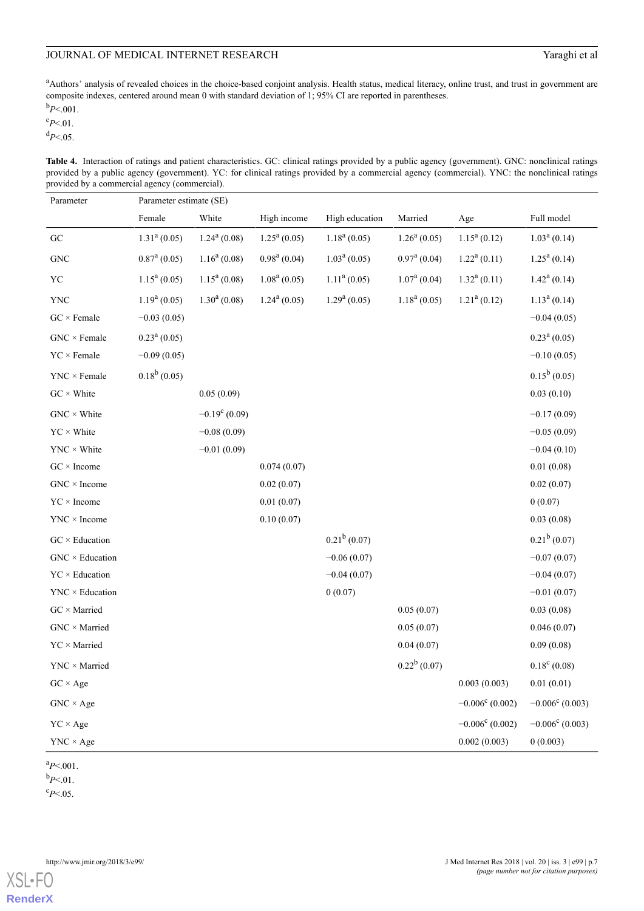[a]Authors' analysis of revealed choices in the choice-based conjoint analysis. Health status, medical literacy, online trust, and trust in government are composite indexes, centered around mean 0 with standard deviation of 1; 95% CI are reported in parentheses.

[b]$P<.001$.

[c]$P<.01$.

[d]$P<.05$.

**Table 4.** Interaction of ratings and patient characteristics. GC: clinical ratings provided by a public agency (government). GNC: nonclinical ratings provided by a public agency (government). YC: for clinical ratings provided by a commercial agency (commercial). YNC: the nonclinical ratings provided by a commercial agency (commercial).

| Parameter | Parameter estimate (SE) | | | | | | |
|---|---|---|---|---|---|---|---|
| | Female | White | High income | High education | Married | Age | Full model |
| GC | 1.31[a] (0.05) | 1.24[a] (0.08) | 1.25[a] (0.05) | 1.18[a] (0.05) | 1.26[a] (0.05) | 1.15[a] (0.12) | 1.03[a] (0.14) |
| GNC | 0.87[a] (0.05) | 1.16[a] (0.08) | 0.98[a] (0.04) | 1.03[a] (0.05) | 0.97[a] (0.04) | 1.22[a] (0.11) | 1.25[a] (0.14) |
| YC | 1.15[a] (0.05) | 1.15[a] (0.08) | 1.08[a] (0.05) | 1.11[a] (0.05) | 1.07[a] (0.04) | 1.32[a] (0.11) | 1.42[a] (0.14) |
| YNC | 1.19[a] (0.05) | 1.30[a] (0.08) | 1.24[a] (0.05) | 1.29[a] (0.05) | 1.18[a] (0.05) | 1.21[a] (0.12) | 1.13[a] (0.14) |
| GC × Female | −0.03 (0.05) | | | | | | −0.04 (0.05) |
| GNC × Female | 0.23[a] (0.05) | | | | | | 0.23[a] (0.05) |
| YC × Female | −0.09 (0.05) | | | | | | −0.10 (0.05) |
| YNC × Female | 0.18[b] (0.05) | | | | | | 0.15[b] (0.05) |
| GC × White | | 0.05 (0.09) | | | | | 0.03 (0.10) |
| GNC × White | | −0.19[c] (0.09) | | | | | −0.17 (0.09) |
| YC × White | | −0.08 (0.09) | | | | | −0.05 (0.09) |
| YNC × White | | −0.01 (0.09) | | | | | −0.04 (0.10) |
| GC × Income | | | 0.074 (0.07) | | | | 0.01 (0.08) |
| GNC × Income | | | 0.02 (0.07) | | | | 0.02 (0.07) |
| YC × Income | | | 0.01 (0.07) | | | | 0 (0.07) |
| YNC × Income | | | 0.10 (0.07) | | | | 0.03 (0.08) |
| GC × Education | | | | 0.21[b] (0.07) | | | 0.21[b] (0.07) |
| GNC × Education | | | | −0.06 (0.07) | | | −0.07 (0.07) |
| YC × Education | | | | −0.04 (0.07) | | | −0.04 (0.07) |
| YNC × Education | | | | 0 (0.07) | | | −0.01 (0.07) |
| GC × Married | | | | | 0.05 (0.07) | | 0.03 (0.08) |
| GNC × Married | | | | | 0.05 (0.07) | | 0.046 (0.07) |
| YC × Married | | | | | 0.04 (0.07) | | 0.09 (0.08) |
| YNC × Married | | | | | 0.22[b] (0.07) | | 0.18[c] (0.08) |
| GC × Age | | | | | | 0.003 (0.003) | 0.01 (0.01) |
| GNC × Age | | | | | | −0.006[c] (0.002) | −0.006[c] (0.003) |
| YC × Age | | | | | | −0.006[c] (0.002) | −0.006[c] (0.003) |
| YNC × Age | | | | | | 0.002 (0.003) | 0 (0.003) |

[a]$P<.001$.

[b]$P<.01$.

[c]$P<.05$.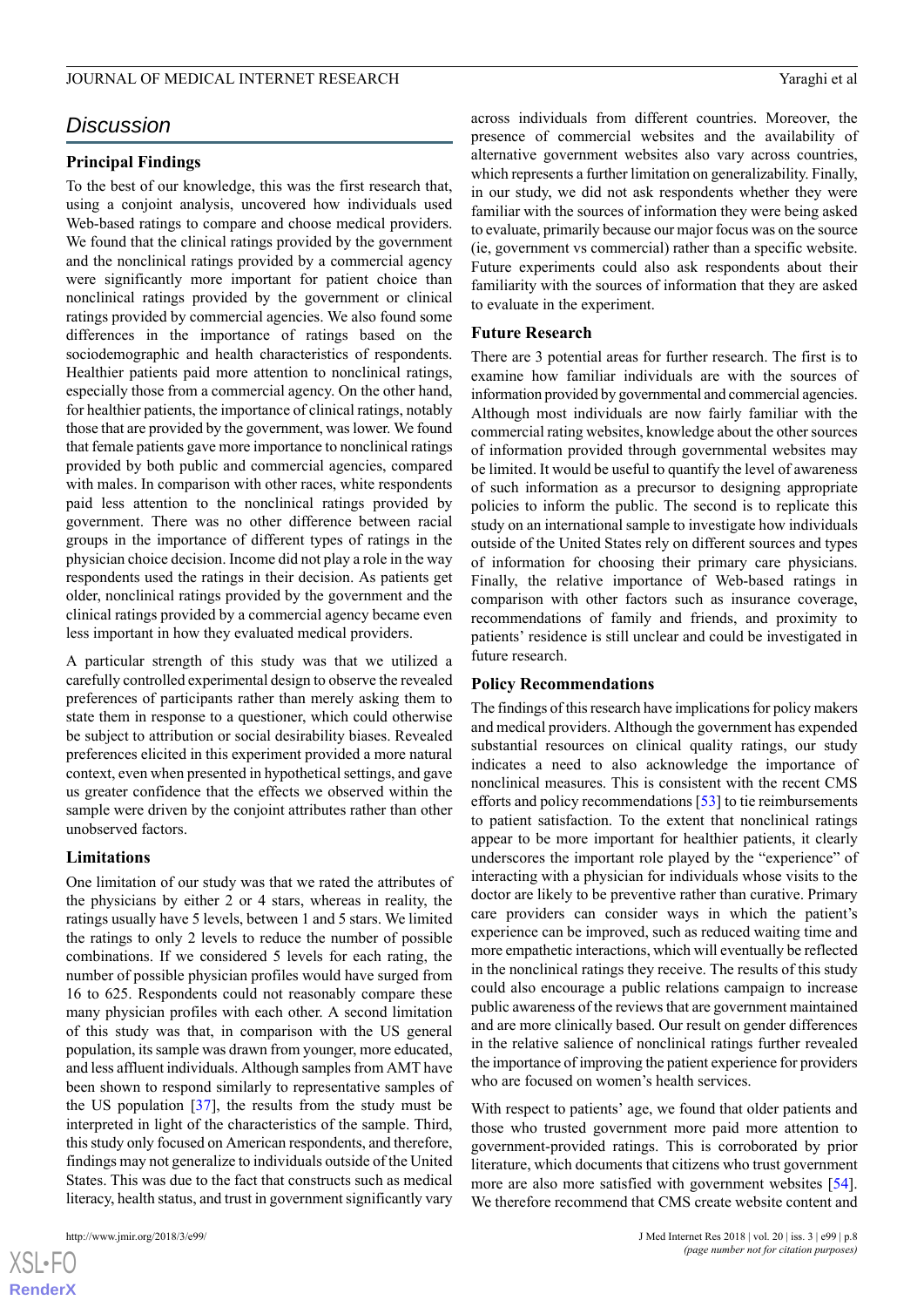## Discussion

### Principal Findings

To the best of our knowledge, this was the first research that, using a conjoint analysis, uncovered how individuals used Web-based ratings to compare and choose medical providers. We found that the clinical ratings provided by the government and the nonclinical ratings provided by a commercial agency were significantly more important for patient choice than nonclinical ratings provided by the government or clinical ratings provided by commercial agencies. We also found some differences in the importance of ratings based on the sociodemographic and health characteristics of respondents. Healthier patients paid more attention to nonclinical ratings, especially those from a commercial agency. On the other hand, for healthier patients, the importance of clinical ratings, notably those that are provided by the government, was lower. We found that female patients gave more importance to nonclinical ratings provided by both public and commercial agencies, compared with males. In comparison with other races, white respondents paid less attention to the nonclinical ratings provided by government. There was no other difference between racial groups in the importance of different types of ratings in the physician choice decision. Income did not play a role in the way respondents used the ratings in their decision. As patients get older, nonclinical ratings provided by the government and the clinical ratings provided by a commercial agency became even less important in how they evaluated medical providers.

A particular strength of this study was that we utilized a carefully controlled experimental design to observe the revealed preferences of participants rather than merely asking them to state them in response to a questioner, which could otherwise be subject to attribution or social desirability biases. Revealed preferences elicited in this experiment provided a more natural context, even when presented in hypothetical settings, and gave us greater confidence that the effects we observed within the sample were driven by the conjoint attributes rather than other unobserved factors.

### Limitations

One limitation of our study was that we rated the attributes of the physicians by either 2 or 4 stars, whereas in reality, the ratings usually have 5 levels, between 1 and 5 stars. We limited the ratings to only 2 levels to reduce the number of possible combinations. If we considered 5 levels for each rating, the number of possible physician profiles would have surged from 16 to 625. Respondents could not reasonably compare these many physician profiles with each other. A second limitation of this study was that, in comparison with the US general population, its sample was drawn from younger, more educated, and less affluent individuals. Although samples from AMT have been shown to respond similarly to representative samples of the US population [37], the results from the study must be interpreted in light of the characteristics of the sample. Third, this study only focused on American respondents, and therefore, findings may not generalize to individuals outside of the United States. This was due to the fact that constructs such as medical literacy, health status, and trust in government significantly vary across individuals from different countries. Moreover, the presence of commercial websites and the availability of alternative government websites also vary across countries, which represents a further limitation on generalizability. Finally, in our study, we did not ask respondents whether they were familiar with the sources of information they were being asked to evaluate, primarily because our major focus was on the source (ie, government vs commercial) rather than a specific website. Future experiments could also ask respondents about their familiarity with the sources of information that they are asked to evaluate in the experiment.

### Future Research

There are 3 potential areas for further research. The first is to examine how familiar individuals are with the sources of information provided by governmental and commercial agencies. Although most individuals are now fairly familiar with the commercial rating websites, knowledge about the other sources of information provided through governmental websites may be limited. It would be useful to quantify the level of awareness of such information as a precursor to designing appropriate policies to inform the public. The second is to replicate this study on an international sample to investigate how individuals outside of the United States rely on different sources and types of information for choosing their primary care physicians. Finally, the relative importance of Web-based ratings in comparison with other factors such as insurance coverage, recommendations of family and friends, and proximity to patients' residence is still unclear and could be investigated in future research.

### Policy Recommendations

The findings of this research have implications for policy makers and medical providers. Although the government has expended substantial resources on clinical quality ratings, our study indicates a need to also acknowledge the importance of nonclinical measures. This is consistent with the recent CMS efforts and policy recommendations [53] to tie reimbursements to patient satisfaction. To the extent that nonclinical ratings appear to be more important for healthier patients, it clearly underscores the important role played by the "experience" of interacting with a physician for individuals whose visits to the doctor are likely to be preventive rather than curative. Primary care providers can consider ways in which the patient's experience can be improved, such as reduced waiting time and more empathetic interactions, which will eventually be reflected in the nonclinical ratings they receive. The results of this study could also encourage a public relations campaign to increase public awareness of the reviews that are government maintained and are more clinically based. Our result on gender differences in the relative salience of nonclinical ratings further revealed the importance of improving the patient experience for providers who are focused on women's health services.

With respect to patients' age, we found that older patients and those who trusted government more paid more attention to government-provided ratings. This is corroborated by prior literature, which documents that citizens who trust government more are also more satisfied with government websites [54]. We therefore recommend that CMS create website content and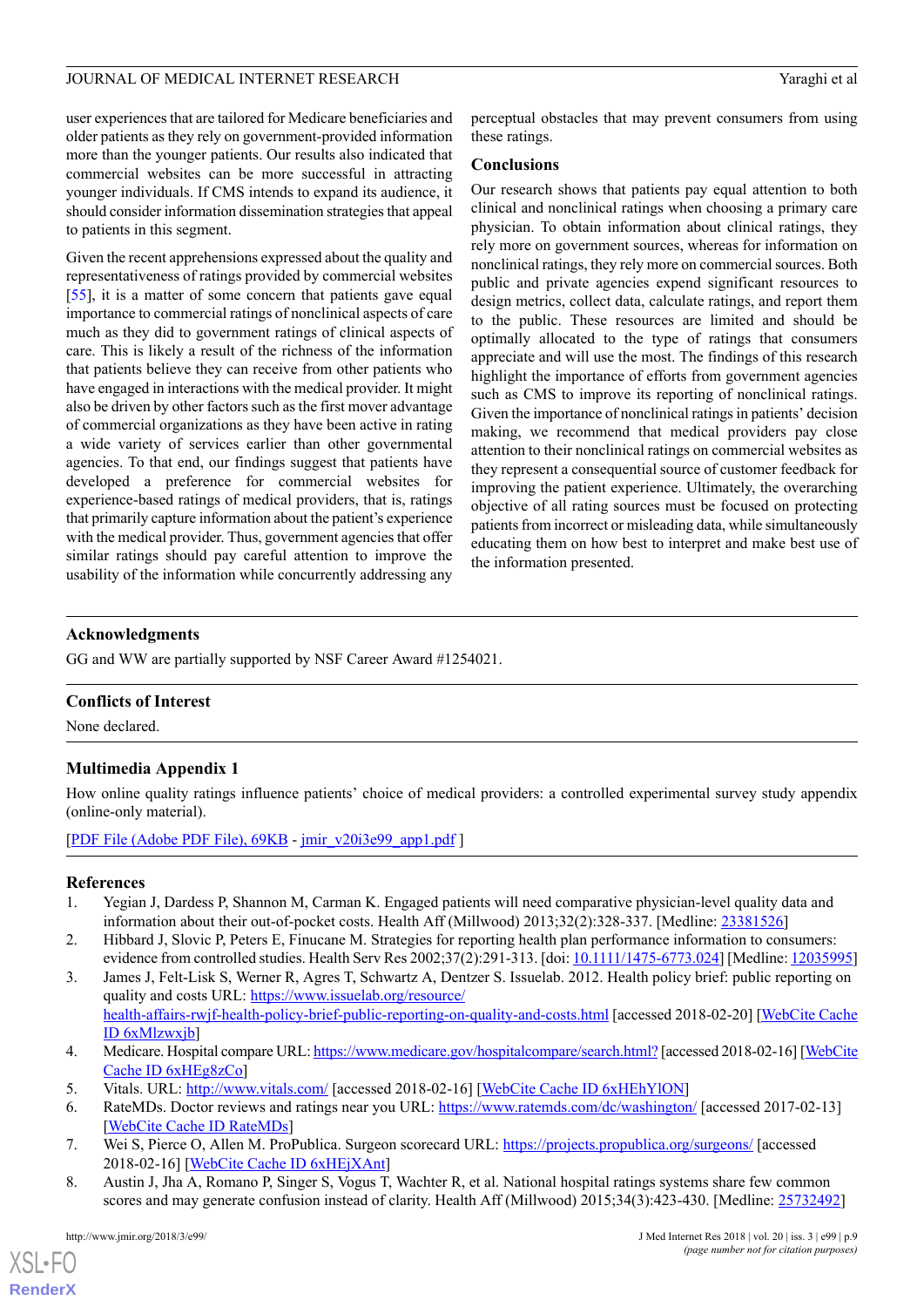user experiences that are tailored for Medicare beneficiaries and older patients as they rely on government-provided information more than the younger patients. Our results also indicated that commercial websites can be more successful in attracting younger individuals. If CMS intends to expand its audience, it should consider information dissemination strategies that appeal to patients in this segment.

Given the recent apprehensions expressed about the quality and representativeness of ratings provided by commercial websites [55], it is a matter of some concern that patients gave equal importance to commercial ratings of nonclinical aspects of care much as they did to government ratings of clinical aspects of care. This is likely a result of the richness of the information that patients believe they can receive from other patients who have engaged in interactions with the medical provider. It might also be driven by other factors such as the first mover advantage of commercial organizations as they have been active in rating a wide variety of services earlier than other governmental agencies. To that end, our findings suggest that patients have developed a preference for commercial websites for experience-based ratings of medical providers, that is, ratings that primarily capture information about the patient's experience with the medical provider. Thus, government agencies that offer similar ratings should pay careful attention to improve the usability of the information while concurrently addressing any perceptual obstacles that may prevent consumers from using these ratings.

## Conclusions

Our research shows that patients pay equal attention to both clinical and nonclinical ratings when choosing a primary care physician. To obtain information about clinical ratings, they rely more on government sources, whereas for information on nonclinical ratings, they rely more on commercial sources. Both public and private agencies expend significant resources to design metrics, collect data, calculate ratings, and report them to the public. These resources are limited and should be optimally allocated to the type of ratings that consumers appreciate and will use the most. The findings of this research highlight the importance of efforts from government agencies such as CMS to improve its reporting of nonclinical ratings. Given the importance of nonclinical ratings in patients' decision making, we recommend that medical providers pay close attention to their nonclinical ratings on commercial websites as they represent a consequential source of customer feedback for improving the patient experience. Ultimately, the overarching objective of all rating sources must be focused on protecting patients from incorrect or misleading data, while simultaneously educating them on how best to interpret and make best use of the information presented.

## Acknowledgments

GG and WW are partially supported by NSF Career Award #1254021.

## Conflicts of Interest

None declared.

## Multimedia Appendix 1

How online quality ratings influence patients' choice of medical providers: a controlled experimental survey study appendix (online-only material).

[PDF File (Adobe PDF File), 69KB - jmir_v20i3e99_app1.pdf ]

## References

1. Yegian J, Dardess P, Shannon M, Carman K. Engaged patients will need comparative physician-level quality data and information about their out-of-pocket costs. Health Aff (Millwood) 2013;32(2):328-337. [Medline: 23381526]
2. Hibbard J, Slovic P, Peters E, Finucane M. Strategies for reporting health plan performance information to consumers: evidence from controlled studies. Health Serv Res 2002;37(2):291-313. [doi: 10.1111/1475-6773.024] [Medline: 12035995]
3. James J, Felt-Lisk S, Werner R, Agres T, Schwartz A, Dentzer S. Issuelab. 2012. Health policy brief: public reporting on quality and costs URL: https://www.issuelab.org/resource/health-affairs-rwjf-health-policy-brief-public-reporting-on-quality-and-costs.html [accessed 2018-02-20] [WebCite Cache ID 6xMlzwxjb]
4. Medicare. Hospital compare URL: https://www.medicare.gov/hospitalcompare/search.html? [accessed 2018-02-16] [WebCite Cache ID 6xHEg8zCo]
5. Vitals. URL: http://www.vitals.com/ [accessed 2018-02-16] [WebCite Cache ID 6xHEhYlON]
6. RateMDs. Doctor reviews and ratings near you URL: https://www.ratemds.com/dc/washington/ [accessed 2017-02-13] [WebCite Cache ID RateMDs]
7. Wei S, Pierce O, Allen M. ProPublica. Surgeon scorecard URL: https://projects.propublica.org/surgeons/ [accessed 2018-02-16] [WebCite Cache ID 6xHEjXAnt]
8. Austin J, Jha A, Romano P, Singer S, Vogus T, Wachter R, et al. National hospital ratings systems share few common scores and may generate confusion instead of clarity. Health Aff (Millwood) 2015;34(3):423-430. [Medline: 25732492]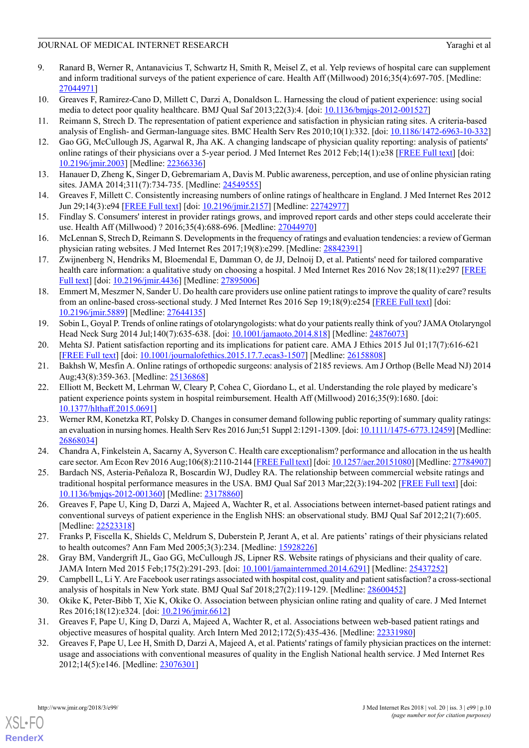9. Ranard B, Werner R, Antanavicius T, Schwartz H, Smith R, Meisel Z, et al. Yelp reviews of hospital care can supplement and inform traditional surveys of the patient experience of care. Health Aff (Millwood) 2016;35(4):697-705. [Medline: 27044971]
10. Greaves F, Ramirez-Cano D, Millett C, Darzi A, Donaldson L. Harnessing the cloud of patient experience: using social media to detect poor quality healthcare. BMJ Qual Saf 2013;22(3):4. [doi: 10.1136/bmjqs-2012-001527]
11. Reimann S, Strech D. The representation of patient experience and satisfaction in physician rating sites. A criteria-based analysis of English- and German-language sites. BMC Health Serv Res 2010;10(1):332. [doi: 10.1186/1472-6963-10-332]
12. Gao GG, McCullough JS, Agarwal R, Jha AK. A changing landscape of physician quality reporting: analysis of patients' online ratings of their physicians over a 5-year period. J Med Internet Res 2012 Feb;14(1):e38 [FREE Full text] [doi: 10.2196/jmir.2003] [Medline: 22366336]
13. Hanauer D, Zheng K, Singer D, Gebremariam A, Davis M. Public awareness, perception, and use of online physician rating sites. JAMA 2014;311(7):734-735. [Medline: 24549555]
14. Greaves F, Millett C. Consistently increasing numbers of online ratings of healthcare in England. J Med Internet Res 2012 Jun 29;14(3):e94 [FREE Full text] [doi: 10.2196/jmir.2157] [Medline: 22742977]
15. Findlay S. Consumers' interest in provider ratings grows, and improved report cards and other steps could accelerate their use. Health Aff (Millwood) ? 2016;35(4):688-696. [Medline: 27044970]
16. McLennan S, Strech D, Reimann S. Developments in the frequency of ratings and evaluation tendencies: a review of German physician rating websites. J Med Internet Res 2017;19(8):e299. [Medline: 28842391]
17. Zwijnenberg N, Hendriks M, Bloemendal E, Damman O, de JJ, Delnoij D, et al. Patients' need for tailored comparative health care information: a qualitative study on choosing a hospital. J Med Internet Res 2016 Nov 28;18(11):e297 [FREE Full text] [doi: 10.2196/jmir.4436] [Medline: 27895006]
18. Emmert M, Meszmer N, Sander U. Do health care providers use online patient ratings to improve the quality of care? results from an online-based cross-sectional study. J Med Internet Res 2016 Sep 19;18(9):e254 [FREE Full text] [doi: 10.2196/jmir.5889] [Medline: 27644135]
19. Sobin L, Goyal P. Trends of online ratings of otolaryngologists: what do your patients really think of you? JAMA Otolaryngol Head Neck Surg 2014 Jul;140(7):635-638. [doi: 10.1001/jamaoto.2014.818] [Medline: 24876073]
20. Mehta SJ. Patient satisfaction reporting and its implications for patient care. AMA J Ethics 2015 Jul 01;17(7):616-621 [FREE Full text] [doi: 10.1001/journalofethics.2015.17.7.ecas3-1507] [Medline: 26158808]
21. Bakhsh W, Mesfin A. Online ratings of orthopedic surgeons: analysis of 2185 reviews. Am J Orthop (Belle Mead NJ) 2014 Aug;43(8):359-363. [Medline: 25136868]
22. Elliott M, Beckett M, Lehrman W, Cleary P, Cohea C, Giordano L, et al. Understanding the role played by medicare's patient experience points system in hospital reimbursement. Health Aff (Millwood) 2016;35(9):1680. [doi: 10.1377/hlthaff.2015.0691]
23. Werner RM, Konetzka RT, Polsky D. Changes in consumer demand following public reporting of summary quality ratings: an evaluation in nursing homes. Health Serv Res 2016 Jun;51 Suppl 2:1291-1309. [doi: 10.1111/1475-6773.12459] [Medline: 26868034]
24. Chandra A, Finkelstein A, Sacarny A, Syverson C. Health care exceptionalism? performance and allocation in the us health care sector. Am Econ Rev 2016 Aug;106(8):2110-2144 [FREE Full text] [doi: 10.1257/aer.20151080] [Medline: 27784907]
25. Bardach NS, Asteria-Peñaloza R, Boscardin WJ, Dudley RA. The relationship between commercial website ratings and traditional hospital performance measures in the USA. BMJ Qual Saf 2013 Mar;22(3):194-202 [FREE Full text] [doi: 10.1136/bmjqs-2012-001360] [Medline: 23178860]
26. Greaves F, Pape U, King D, Darzi A, Majeed A, Wachter R, et al. Associations between internet-based patient ratings and conventional surveys of patient experience in the English NHS: an observational study. BMJ Qual Saf 2012;21(7):605. [Medline: 22523318]
27. Franks P, Fiscella K, Shields C, Meldrum S, Duberstein P, Jerant A, et al. Are patients' ratings of their physicians related to health outcomes? Ann Fam Med 2005;3(3):234. [Medline: 15928226]
28. Gray BM, Vandergrift JL, Gao GG, McCullough JS, Lipner RS. Website ratings of physicians and their quality of care. JAMA Intern Med 2015 Feb;175(2):291-293. [doi: 10.1001/jamainternmed.2014.6291] [Medline: 25437252]
29. Campbell L, Li Y. Are Facebook user ratings associated with hospital cost, quality and patient satisfaction? a cross-sectional analysis of hospitals in New York state. BMJ Qual Saf 2018;27(2):119-129. [Medline: 28600452]
30. Okike K, Peter-Bibb T, Xie K, Okike O. Association between physician online rating and quality of care. J Med Internet Res 2016;18(12):e324. [doi: 10.2196/jmir.6612]
31. Greaves F, Pape U, King D, Darzi A, Majeed A, Wachter R, et al. Associations between web-based patient ratings and objective measures of hospital quality. Arch Intern Med 2012;172(5):435-436. [Medline: 22331980]
32. Greaves F, Pape U, Lee H, Smith D, Darzi A, Majeed A, et al. Patients' ratings of family physician practices on the internet: usage and associations with conventional measures of quality in the English National health service. J Med Internet Res 2012;14(5):e146. [Medline: 23076301]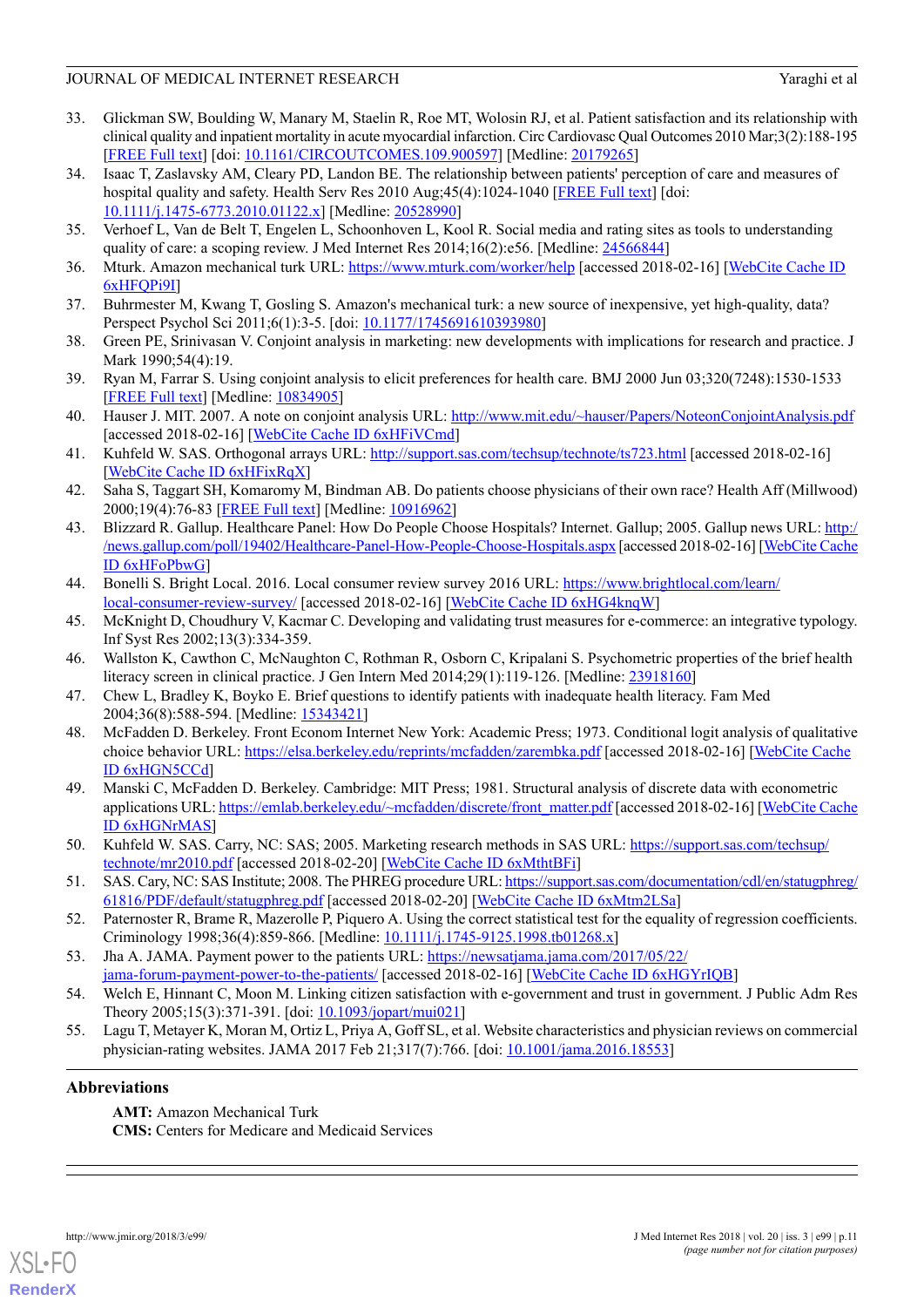33. Glickman SW, Boulding W, Manary M, Staelin R, Roe MT, Wolosin RJ, et al. Patient satisfaction and its relationship with clinical quality and inpatient mortality in acute myocardial infarction. Circ Cardiovasc Qual Outcomes 2010 Mar;3(2):188-195 [FREE Full text] [doi: 10.1161/CIRCOUTCOMES.109.900597] [Medline: 20179265]
34. Isaac T, Zaslavsky AM, Cleary PD, Landon BE. The relationship between patients' perception of care and measures of hospital quality and safety. Health Serv Res 2010 Aug;45(4):1024-1040 [FREE Full text] [doi: 10.1111/j.1475-6773.2010.01122.x] [Medline: 20528990]
35. Verhoef L, Van de Belt T, Engelen L, Schoonhoven L, Kool R. Social media and rating sites as tools to understanding quality of care: a scoping review. J Med Internet Res 2014;16(2):e56. [Medline: 24566844]
36. Mturk. Amazon mechanical turk URL: https://www.mturk.com/worker/help [accessed 2018-02-16] [WebCite Cache ID 6xHFQPi9I]
37. Buhrmester M, Kwang T, Gosling S. Amazon's mechanical turk: a new source of inexpensive, yet high-quality, data? Perspect Psychol Sci 2011;6(1):3-5. [doi: 10.1177/1745691610393980]
38. Green PE, Srinivasan V. Conjoint analysis in marketing: new developments with implications for research and practice. J Mark 1990;54(4):19.
39. Ryan M, Farrar S. Using conjoint analysis to elicit preferences for health care. BMJ 2000 Jun 03;320(7248):1530-1533 [FREE Full text] [Medline: 10834905]
40. Hauser J. MIT. 2007. A note on conjoint analysis URL: http://www.mit.edu/~hauser/Papers/NoteonConjointAnalysis.pdf [accessed 2018-02-16] [WebCite Cache ID 6xHFiVCmd]
41. Kuhfeld W. SAS. Orthogonal arrays URL: http://support.sas.com/techsup/technote/ts723.html [accessed 2018-02-16] [WebCite Cache ID 6xHFixRqX]
42. Saha S, Taggart SH, Komaromy M, Bindman AB. Do patients choose physicians of their own race? Health Aff (Millwood) 2000;19(4):76-83 [FREE Full text] [Medline: 10916962]
43. Blizzard R. Gallup. Healthcare Panel: How Do People Choose Hospitals? Internet. Gallup; 2005. Gallup news URL: http://news.gallup.com/poll/19402/Healthcare-Panel-How-People-Choose-Hospitals.aspx [accessed 2018-02-16] [WebCite Cache ID 6xHFoPbwG]
44. Bonelli S. Bright Local. 2016. Local consumer review survey 2016 URL: https://www.brightlocal.com/learn/local-consumer-review-survey/ [accessed 2018-02-16] [WebCite Cache ID 6xHG4knqW]
45. McKnight D, Choudhury V, Kacmar C. Developing and validating trust measures for e-commerce: an integrative typology. Inf Syst Res 2002;13(3):334-359.
46. Wallston K, Cawthon C, McNaughton C, Rothman R, Osborn C, Kripalani S. Psychometric properties of the brief health literacy screen in clinical practice. J Gen Intern Med 2014;29(1):119-126. [Medline: 23918160]
47. Chew L, Bradley K, Boyko E. Brief questions to identify patients with inadequate health literacy. Fam Med 2004;36(8):588-594. [Medline: 15343421]
48. McFadden D. Berkeley. Front Econom Internet New York: Academic Press; 1973. Conditional logit analysis of qualitative choice behavior URL: https://elsa.berkeley.edu/reprints/mcfadden/zarembka.pdf [accessed 2018-02-16] [WebCite Cache ID 6xHGN5CCd]
49. Manski C, McFadden D. Berkeley. Cambridge: MIT Press; 1981. Structural analysis of discrete data with econometric applications URL: https://emlab.berkeley.edu/~mcfadden/discrete/front_matter.pdf [accessed 2018-02-16] [WebCite Cache ID 6xHGNrMAS]
50. Kuhfeld W. SAS. Carry, NC: SAS; 2005. Marketing research methods in SAS URL: https://support.sas.com/techsup/technote/mr2010.pdf [accessed 2018-02-20] [WebCite Cache ID 6xMthtBFi]
51. SAS. Cary, NC: SAS Institute; 2008. The PHREG procedure URL: https://support.sas.com/documentation/cdl/en/statugphreg/61816/PDF/default/statugphreg.pdf [accessed 2018-02-20] [WebCite Cache ID 6xMtm2LSa]
52. Paternoster R, Brame R, Mazerolle P, Piquero A. Using the correct statistical test for the equality of regression coefficients. Criminology 1998;36(4):859-866. [Medline: 10.1111/j.1745-9125.1998.tb01268.x]
53. Jha A. JAMA. Payment power to the patients URL: https://newsatjama.jama.com/2017/05/22/jama-forum-payment-power-to-the-patients/ [accessed 2018-02-16] [WebCite Cache ID 6xHGYrIQB]
54. Welch E, Hinnant C, Moon M. Linking citizen satisfaction with e-government and trust in government. J Public Adm Res Theory 2005;15(3):371-391. [doi: 10.1093/jopart/mui021]
55. Lagu T, Metayer K, Moran M, Ortiz L, Priya A, Goff SL, et al. Website characteristics and physician reviews on commercial physician-rating websites. JAMA 2017 Feb 21;317(7):766. [doi: 10.1001/jama.2016.18553]

## Abbreviations

**AMT:** Amazon Mechanical Turk
**CMS:** Centers for Medicare and Medicaid Services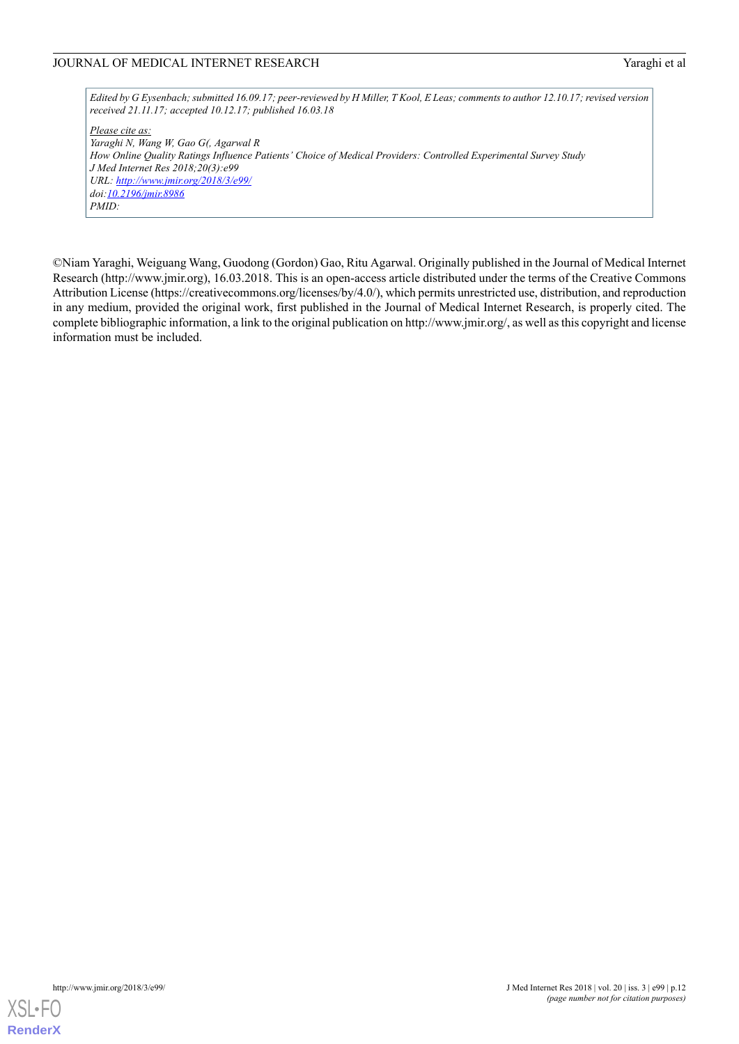*Edited by G Eysenbach; submitted 16.09.17; peer-reviewed by H Miller, T Kool, E Leas; comments to author 12.10.17; revised version received 21.11.17; accepted 10.12.17; published 16.03.18*

*Please cite as:*
*Yaraghi N, Wang W, Gao G(, Agarwal R*
*How Online Quality Ratings Influence Patients' Choice of Medical Providers: Controlled Experimental Survey Study*
*J Med Internet Res 2018;20(3):e99*
*URL: [http://www.jmir.org/2018/3/e99/](http://www.jmir.org/2018/3/e99/)*
*doi:[10.2196/jmir.8986](https://doi.org/10.2196/jmir.8986)*
*PMID:*

©Niam Yaraghi, Weiguang Wang, Guodong (Gordon) Gao, Ritu Agarwal. Originally published in the Journal of Medical Internet Research (http://www.jmir.org), 16.03.2018. This is an open-access article distributed under the terms of the Creative Commons Attribution License (https://creativecommons.org/licenses/by/4.0/), which permits unrestricted use, distribution, and reproduction in any medium, provided the original work, first published in the Journal of Medical Internet Research, is properly cited. The complete bibliographic information, a link to the original publication on http://www.jmir.org/, as well as this copyright and license information must be included.